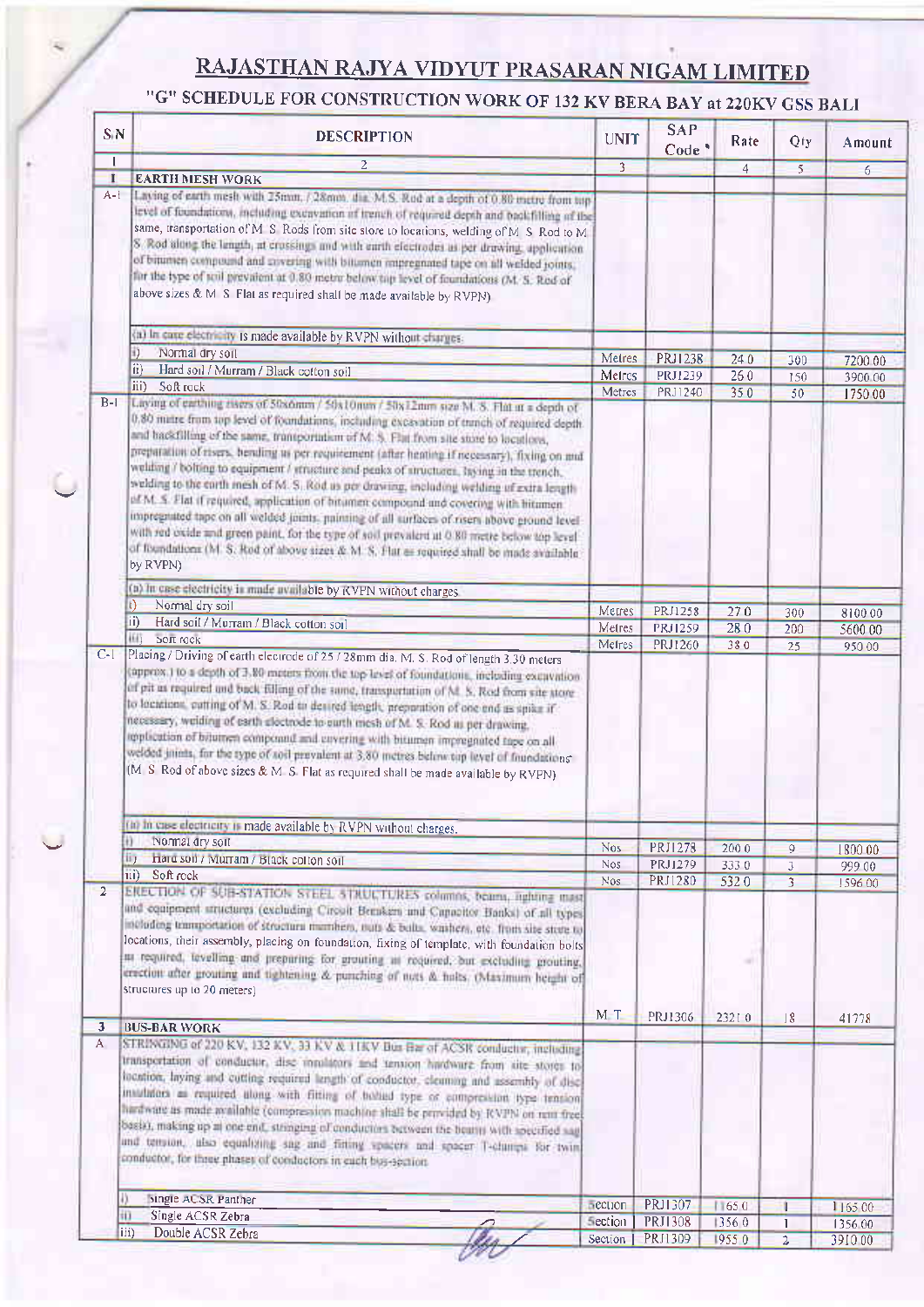# RAJASTHAN RAJYA VIDYUT PRASARAN NIGAM LIMITED

## "G" SCHEDULE FOR CONSTRUCTION WORK OF 132 KV BERA BAY at 220KV GSS BALI

| S.N | DESCRIPTION | UNIT | SAP Code * | Rate | Qty | Amount |
|---|---|---|---|---|---|---|
| 1 | 2 | 3 | | 4 | 5 | 6 |
| 1 | **EARTH MESH WORK** | | | | | |
| A-1 | Laying of earth mesh with 25mm. / 28mm. dia. M.S. Rod at a depth of 0.80 metre from top level of foundations, including excavation of trench of required depth and backfilling of the same, transportation of M. S. Rods from site store to locations, welding of M. S. Rod to M. S. Rod along the length, at crossings and with earth electrodes as per drawing, application of bitumen compound and covering with bitumen impregnated tape on all welded joints, for the type of soil prevalent at 0.80 metre below top level of foundations (M. S. Rod of above sizes & M. S. Flat as required shall be made available by RVPN) | | | | | |
| | (a) In case electricity is made available by RVPN without charges. | | | | | |
| | i) Normal dry soil | Metres | PRJ1238 | 24.0 | 300 | 7200.00 |
| | ii) Hard soil / Murram / Black cotton soil | Metres | PRJ1239 | 26.0 | 150 | 3900.00 |
| | iii) Soft rock | Metres | PRJ1240 | 35.0 | 50 | 1750.00 |
| B-1 | Laying of earthing risers of 50x6mm / 50x10mm / 50x12mm size M. S. Flat at a depth of 0.80 metre from top level of foundations, including excavation of trench of required depth and backfilling of the same, transportation of M. S. Flat from site store to locations, preparation of risers, bending as per requirement (after heating if necessary), fixing on and welding / bolting to equipment / structure and peaks of structures, laying in the trench, welding to the earth mesh of M. S. Rod as per drawing, including welding of extra length of M. S. Flat if required, application of bitumen compound and covering with bitumen impregnated tape on all welded joints, painting of all surfaces of risers above ground level with red oxide and green paint, for the type of soil prevalent at 0.80 metre below top level of foundations (M. S. Rod of above sizes & M. S. Flat as required shall be made available by RVPN) | | | | | |
| | (a) In case electricity is made available by RVPN without charges. | | | | | |
| | i) Normal dry soil | Metres | PRJ1258 | 27.0 | 300 | 8100.00 |
| | ii) Hard soil / Murram / Black cotton soil | Metres | PRJ1259 | 28.0 | 200 | 5600.00 |
| | iii) Soft rock | Metres | PRJ1260 | 38.0 | 25 | 950.00 |
| C-1 | Placing / Driving of earth electrode of 25 / 28mm dia. M. S. Rod of length 3.30 meters (approx.) to a depth of 3.80 meters from the top level of foundations, including excavation of pit as required and back filling of the same, transportation of M. S. Rod from site store to locations, cutting of M. S. Rod to desired length, preparation of one end as spike if necessary, welding of earth electrode to earth mesh of M. S. Rod as per drawing, application of bitumen compound and covering with bitumen impregnated tape on all welded joints, for the type of soil prevalent at 3.80 metres below top level of foundations (M. S. Rod of above sizes & M. S. Flat as required shall be made available by RVPN) | | | | | |
| | (a) In case electricity is made available by RVPN without charges. | | | | | |
| | i) Normal dry soil | Nos | PRJ1278 | 200.0 | 9 | 1800.00 |
| | ii) Hard soil / Murram / Black cotton soil | Nos | PRJ1279 | 333.0 | 3 | 999.00 |
| | iii) Soft rock | Nos | PRJ1280 | 532.0 | 3 | 1596.00 |
| 2 | ERECTION OF SUB-STATION STEEL STRUCTURES columns, beams, lighting mast and equipment structures (excluding Circuit Breakers and Capacitor Banks) of all types including transportation of structure members, nuts & bolts, washers, etc. from site store to locations, their assembly, placing on foundation, fixing of template, with foundation bolts as required, levelling and preparing for grouting as required, but excluding grouting, erection after grouting and tightening & punching of nuts & bolts. (Maximum height of structures up to 20 meters) | M.T. | PRJ1306 | 2321.0 | 18 | 41778 |
| 3 | **BUS-BAR WORK** | | | | | |
| A | STRINGING of 220 KV, 132 KV, 33 KV & 11KV Bus Bar of ACSR conductor, including transportation of conductor, disc insulators and tension hardware from site stores to location, laying and cutting required length of conductor, cleaning and assembly of disc insulators as required along with fitting of bolted type or compression type tension hardware as made available (compression machine shall be provided by RVPN on rent free basis), making up at one end, stringing of conductors between the beams with specified sag and tension, also equalizing sag and fitting spacers and spacer T-clamps for twin conductor, for three phases of conductors in each bus-section | | | | | |
| | i) Single ACSR Panther | Section | PRJ1307 | 1165.0 | 1 | 1165.00 |
| | ii) Single ACSR Zebra | Section | PRJ1308 | 1356.0 | 1 | 1356.00 |
| | iii) Double ACSR Zebra | Section | PRJ1309 | 1955.0 | 2 | 3910.00 |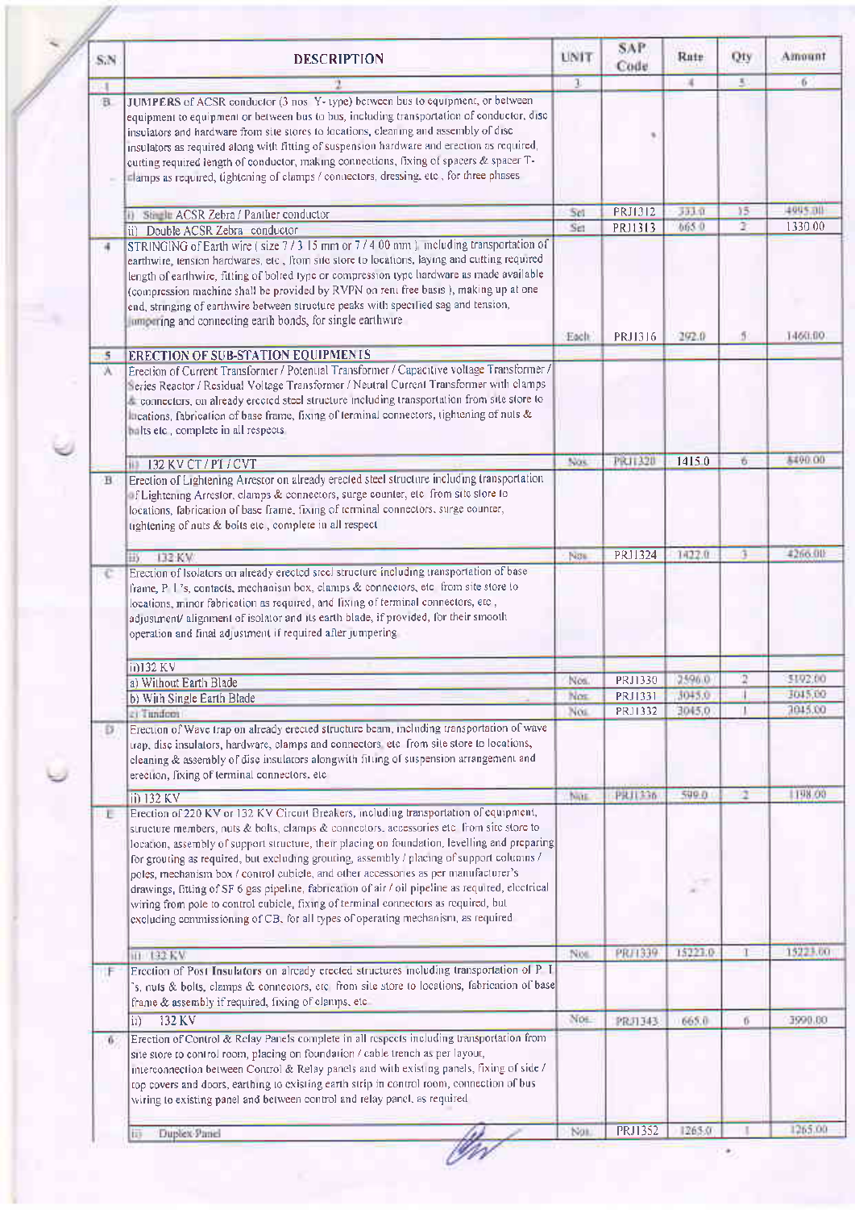| S.N | DESCRIPTION | UNIT | SAP Code | Rate | Qty | Amount |
|---|---|---|---|---|---|---|
| 1 | 2 | 3 | | 4 | 5 | 6 |
| B | JUMPERS of ACSR conductor (3 nos Y- type) between bus to equipment, or between equipment to equipment or between bus to bus, including transportation of conductor, disc insulators and hardware from site stores to locations, cleaning and assembly of disc insulators as required along with fitting of suspension hardware and erection as required, cutting required length of conductor, making connections, fixing of spacers & spacer T-clamps as required, tightening of clamps / connectors, dressing, etc , for three phases | | | | | |
| | i) Single ACSR Zebra / Panther conductor | Set | PRJ1312 | 333.0 | 15 | 4995.00 |
| | ii) Double ACSR Zebra conductor | Set | PRJ1313 | 665.0 | 2 | 1330.00 |
| 4 | STRINGING of Earth wire ( size 7 / 3.15 mm or 7 / 4.00 mm ), including transportation of earthwire, tension hardwares, etc , from site store to locations, laying and cutting required length of earthwire, fitting of bolted type or compression type hardware as made available (compression machine shall be provided by RVPN on rent free basis ), making up at one end, stringing of earthwire between structure peaks with specified sag and tension, jumpering and connecting earth bonds, for single earthwire | Each | PRJ1316 | 292.0 | 5 | 1460.00 |
| 5 | **ERECTION OF SUB-STATION EQUIPMENTS** | | | | | |
| A | Erection of Current Transformer / Potential Transformer / Capacitive voltage Transformer / Series Reactor / Residual Voltage Transformer / Neutral Current Transformer with clamps & connectors, on already erected steel structure including transportation from site store to locations, fabrication of base frame, fixing of terminal connectors, tightening of nuts & bolts etc , complete in all respects | | | | | |
| | ii) 132 KV CT / PT / CVT | Nos | PRJ1320 | 1415.0 | 6 | 8490.00 |
| B | Erection of Lightening Arrestor on already erected steel structure including transportation of Lightening Arrestor, clamps & connectors, surge counter, etc from site store to locations, fabrication of base frame, fixing of terminal connectors, surge counter, tightening of nuts & bolts etc , complete in all respect | | | | | |
| | iii) 132 KV | Nos | PRJ1324 | 1422.0 | 3 | 4266.00 |
| C | Erection of Isolators on already erected steel structure including transportation of base frame, P I's, contacts, mechanism box, clamps & connectors, etc from site store to locations, minor fabrication as required, and fixing of terminal connectors, etc , adjustment/ alignment of isolator and its earth blade, if provided, for their smooth operation and final adjustment if required after jumpering | | | | | |
| | (ii)132 KV | | | | | |
| | a) Without Earth Blade | Nos | PRJ1330 | 2596.0 | 2 | 5192.00 |
| | b) With Single Earth Blade | Nos | PRJ1331 | 3045.0 | 1 | 3045.00 |
| | c) Tandem | Nos | PRJ1332 | 3045.0 | 1 | 3045.00 |
| D | Erection of Wave trap on already erected structure beam, including transportation of wave trap, disc insulators, hardware, clamps and connectors, etc from site store to locations, cleaning & assembly of disc insulators alongwith fitting of suspension arrangement and erection, fixing of terminal connectors, etc | | | | | |
| | ii) 132 KV | Nos | PRJ1336 | 599.0 | 2 | 1198.00 |
| E | Erection of 220 KV or 132 KV Circuit Breakers, including transportation of equipment, structure members, nuts & bolts, clamps & connectors, accessories etc from site store to location, assembly of support structure, their placing on foundation, levelling and preparing for grouting as required, but excluding grouting, assembly / placing of support columns / poles, mechanism box / control cubicle, and other accessories as per manufacturer's drawings, fitting of SF 6 gas pipeline, fabrication of air / oil pipeline as required, electrical wiring from pole to control cubicle, fixing of terminal connectors as required, but excluding commissioning of CB, for all types of operating mechanism, as required | | | | | |
| | ii) 132 KV | Nos | PRJ1339 | 15223.0 | 1 | 15223.00 |
| F | Erection of Post Insulators on already erected structures including transportation of P I 's, nuts & bolts, clamps & connectors, etc from site store to locations, fabrication of base frame & assembly if required, fixing of clamps, etc | | | | | |
| | ii) 132 KV | Nos | PRJ1343 | 665.0 | 6 | 3990.00 |
| 6 | Erection of Control & Relay Panels complete in all respects including transportation from site store to control room, placing on foundation / cable trench as per layout, interconnection between Control & Relay panels and with existing panels, fixing of side / top covers and doors, earthing to existing earth strip in control room, connection of bus wiring to existing panel and between control and relay panel, as required | | | | | |
| | iii) Duplex Panel | Nos | PRJ1352 | 1265.0 | 1 | 1265.00 |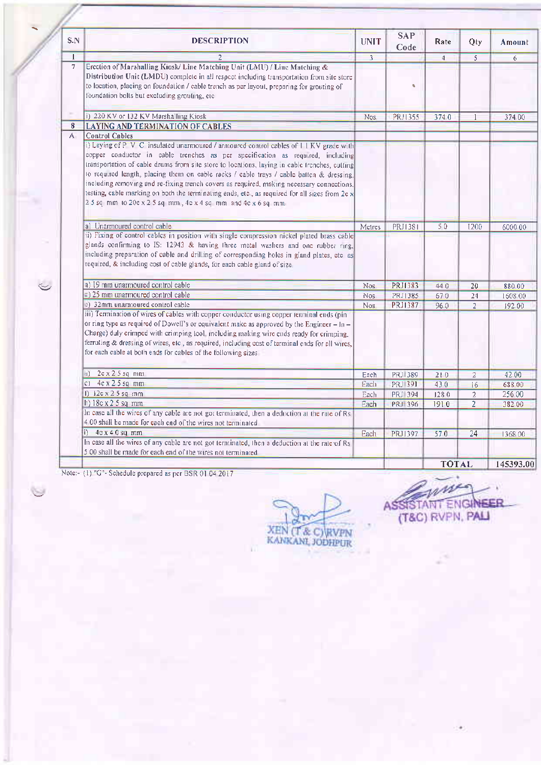| S.N | DESCRIPTION | UNIT | SAP Code | Rate | Qty | Amount |
|---|---|---|---|---|---|---|
| 1 | 2 | 3 | | 4 | 5 | 6 |
| 7 | Erection of Marshalling Kiosk/ Line Matching Unit (LMU) / Line Matching & Distribution Unit (LMDU) complete in all respect including transportation from site store to location, placing on foundation / cable trench as per layout, preparing for grouting of foundation bolts but excluding grouting, etc | | | | | |
| | i) 220 KV or 132 KV Marshalling Kiosk | Nos | PRJ1355 | 374.0 | 1 | 374.00 |
| 8 | **LAYING AND TERMINATION OF CABLES** | | | | | |
| A | **Control Cables** | | | | | |
| | i) Laying of P. V. C. insulated unarmoured / armoured control cables of 1.1 KV grade with copper conductor in cable trenches as per specification as required, including transportation of cable drums from site store to locations, laying in cable trenches, cutting to required length, placing them on cable racks / cable trays / cable batten & dressing, including removing and re-fixing trench covers as required, making necessary connections, testing, cable marking on both the terminating ends, etc., as required for all sizes from 2c x 2.5 sq. mm. to 20c x 2.5 sq. mm., 4c x 4 sq. mm. and 4c x 6 sq. mm. | | | | | |
| | a) Unarmoured control cable | Metres | PRJ1381 | 5.0 | 1200 | 6000.00 |
| | ii) Fixing of control cables in position with single compression nickel plated brass cable glands confirming to IS: 12943 & having three metal washers and one rubber ring, including preparation of cable and drilling of corresponding holes in gland plates, etc. as required, & including cost of cable glands, for each cable gland of size | | | | | |
| | a) 19 mm unarmoured control cable | Nos | PRJ1383 | 44.0 | 20 | 880.00 |
| | c) 25 mm unarmoured control cable | Nos | PRJ1385 | 67.0 | 24 | 1608.00 |
| | e) 32mm unarmoured control cable | Nos | PRJ1387 | 96.0 | 2 | 192.00 |
| | iii) Termination of wires of cables with copper conductor using copper terminal ends (pin or ring type as required of Dowell's or equivalent make as approved by the Engineer – In – Charge) duly crimped with crimping tool, including making wire ends ready for crimping, ferruling & dressing of wires, etc., as required, including cost of terminal ends for all wires, for each cable at both ends for cables of the following sizes | | | | | |
| | a) 2c x 2.5 sq. mm. | Each | PRJ1389 | 21.0 | 2 | 42.00 |
| | c) 4c x 2.5 sq. mm. | Each | PRJ1391 | 43.0 | 16 | 688.00 |
| | f) 12c x 2.5 sq. mm. | Each | PRJ1394 | 128.0 | 2 | 256.00 |
| | h) 18c x 2.5 sq. mm. | Each | PRJ1396 | 191.0 | 2 | 382.00 |
| | In case all the wires of any cable are not got terminated, then a deduction at the rate of Rs 4.00 shall be made for each end of the wires not terminated | | | | | |
| | i) 4c x 4.0 sq. mm. | Each | PRJ1397 | 57.0 | 24 | 1368.00 |
| | In case all the wires of any cable are not got terminated, then a deduction at the rate of Rs 5.00 shall be made for each end of the wires not terminated | | | | | |
| | | | | **TOTAL** | | **145393.00** |

Note:- (1) "G"- Schedule prepared as per BSR 01.04.2017

XEN (T & C) RVPN
KANKANI, JODHPUR

ASSISTANT ENGINEER
(T&C) RVPN, PALI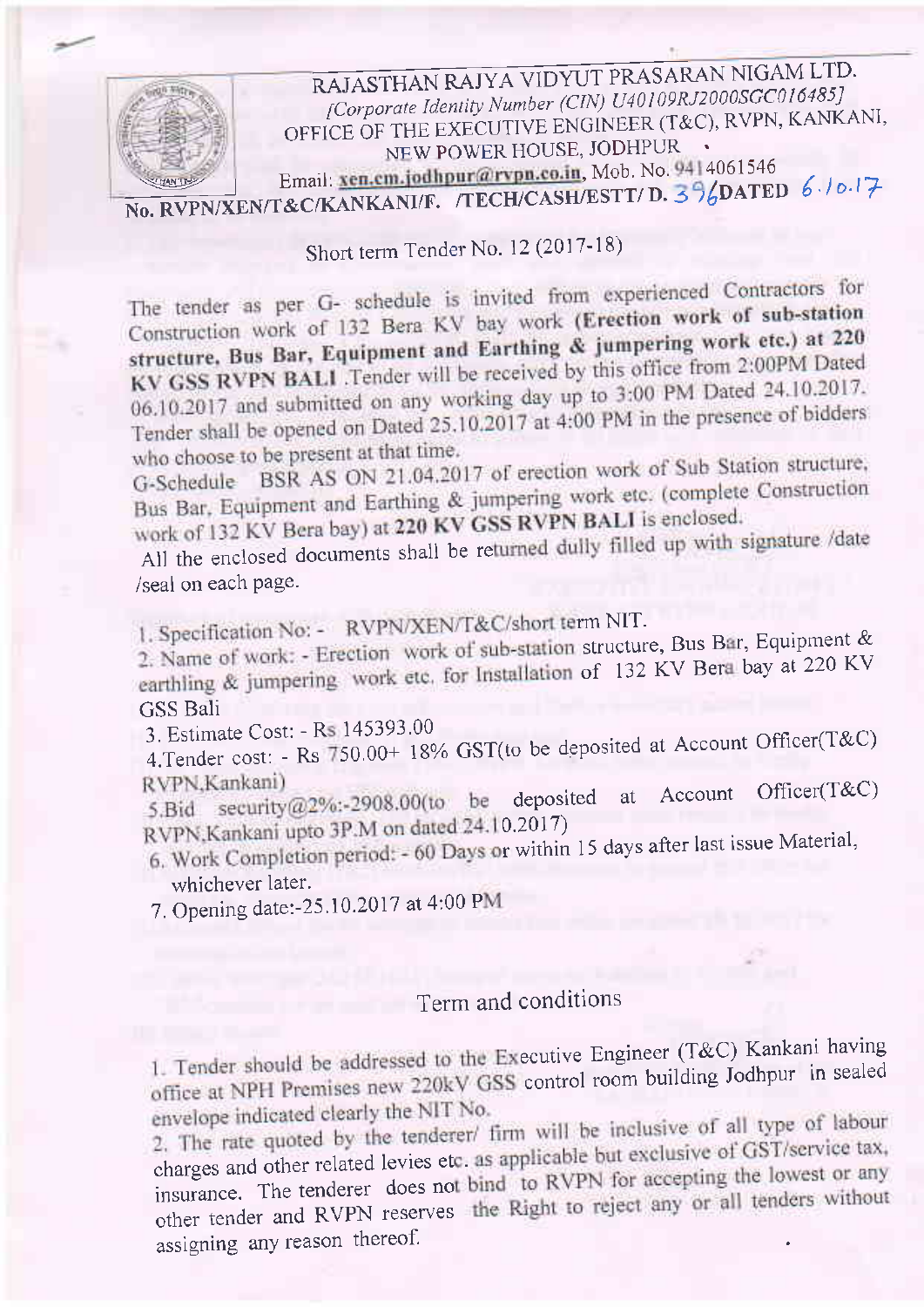# RAJASTHAN RAJYA VIDYUT PRASARAN NIGAM LTD.

*[Corporate Identity Number (CIN) U40109RJ2000SGC016485]*

OFFICE OF THE EXECUTIVE ENGINEER (T&C), RVPN, KANKANI, NEW POWER HOUSE, JODHPUR

Email: **xen.cm.jodhpur@rvpn.co.in**, Mob. No. 9414061546

**No. RVPN/XEN/T&C/KANKANI/F. /TECH/CASH/ESTT/ D. 396 DATED 6.10.17**

## Short term Tender No. 12 (2017-18)

The tender as per G- schedule is invited from experienced Contractors for Construction work of 132 Bera KV bay work **(Erection work of sub-station structure, Bus Bar, Equipment and Earthing & jumpering work etc.) at 220 KV GSS RVPN BALI** .Tender will be received by this office from 2:00PM Dated 06.10.2017 and submitted on any working day up to 3:00 PM Dated 24.10.2017. Tender shall be opened on Dated 25.10.2017 at 4:00 PM in the presence of bidders who choose to be present at that time.

G-Schedule BSR AS ON 21.04.2017 of erection work of Sub Station structure, Bus Bar, Equipment and Earthing & jumpering work etc. (complete Construction work of 132 KV Bera bay) at **220 KV GSS RVPN BALI** is enclosed.

All the enclosed documents shall be returned dully filled up with signature /date /seal on each page.

1. Specification No: - RVPN/XEN/T&C/short term NIT.
2. Name of work: - Erection work of sub-station structure, Bus Bar, Equipment & earthling & jumpering work etc. for Installation of 132 KV Bera bay at 220 KV GSS Bali
3. Estimate Cost: - Rs 145393.00
4. Tender cost: - Rs 750.00+ 18% GST(to be deposited at Account Officer(T&C) RVPN,Kankani)
5. Bid security@2%:-2908.00(to be deposited at Account Officer(T&C) RVPN,Kankani upto 3P.M on dated 24.10.2017)
6. Work Completion period: - 60 Days or within 15 days after last issue Material, whichever later.
7. Opening date:-25.10.2017 at 4:00 PM

## Term and conditions

1. Tender should be addressed to the Executive Engineer (T&C) Kankani having office at NPH Premises new 220kV GSS control room building Jodhpur in sealed envelope indicated clearly the NIT No.
2. The rate quoted by the tenderer/ firm will be inclusive of all type of labour charges and other related levies etc. as applicable but exclusive of GST/service tax, insurance. The tenderer does not bind to RVPN for accepting the lowest or any other tender and RVPN reserves the Right to reject any or all tenders without assigning any reason thereof.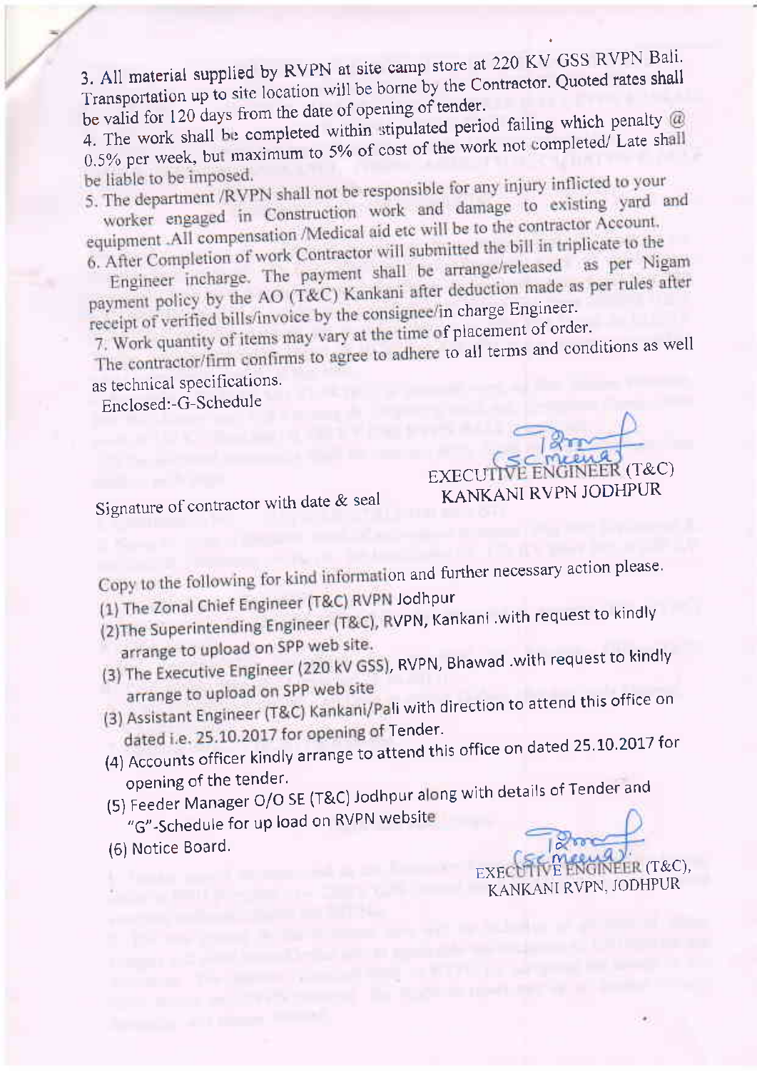3. All material supplied by RVPN at site camp store at 220 KV GSS RVPN Bali. Transportation up to site location will be borne by the Contractor. Quoted rates shall be valid for 120 days from the date of opening of tender.

4. The work shall be completed within stipulated period failing which penalty @ 0.5% per week, but maximum to 5% of cost of the work not completed/ Late shall be liable to be imposed.

5. The department /RVPN shall not be responsible for any injury inflicted to your worker engaged in Construction work and damage to existing yard and equipment .All compensation /Medical aid etc will be to the contractor Account.

6. After Completion of work Contractor will submitted the bill in triplicate to the Engineer incharge. The payment shall be arrange/released as per Nigam payment policy by the AO (T&C) Kankani after deduction made as per rules after receipt of verified bills/invoice by the consignee/in charge Engineer.

7. Work quantity of items may vary at the time of placement of order.

The contractor/firm confirms to agree to adhere to all terms and conditions as well as technical specifications.

Enclosed:-G-Schedule

(S C Meena)
EXECUTIVE ENGINEER (T&C)
KANKANI RVPN JODHPUR

Signature of contractor with date & seal

Copy to the following for kind information and further necessary action please.

(1) The Zonal Chief Engineer (T&C) RVPN Jodhpur
(2)The Superintending Engineer (T&C), RVPN, Kankani .with request to kindly arrange to upload on SPP web site.
(3) The Executive Engineer (220 kV GSS), RVPN, Bhawad .with request to kindly arrange to upload on SPP web site
(3) Assistant Engineer (T&C) Kankani/Pali with direction to attend this office on dated i.e. 25.10.2017 for opening of Tender.
(4) Accounts officer kindly arrange to attend this office on dated 25.10.2017 for opening of the tender.
(5) Feeder Manager O/O SE (T&C) Jodhpur along with details of Tender and "G"-Schedule for up load on RVPN website
(6) Notice Board.

(S C Meena)
EXECUTIVE ENGINEER (T&C),
KANKANI RVPN, JODHPUR